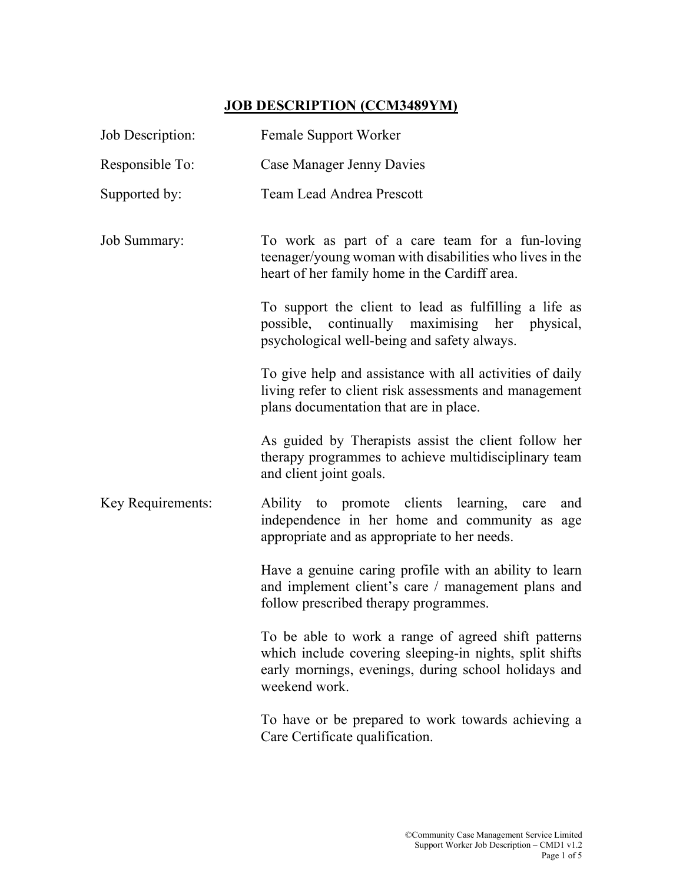# JOB DESCRIPTION (CCM3489YM)

| | |
|---|---|
| Job Description: | Female Support Worker |
| Responsible To: | Case Manager Jenny Davies |
| Supported by: | Team Lead Andrea Prescott |

**Job Summary:**

To work as part of a care team for a fun-loving teenager/young woman with disabilities who lives in the heart of her family home in the Cardiff area.

To support the client to lead as fulfilling a life as possible, continually maximising her physical, psychological well-being and safety always.

To give help and assistance with all activities of daily living refer to client risk assessments and management plans documentation that are in place.

As guided by Therapists assist the client follow her therapy programmes to achieve multidisciplinary team and client joint goals.

**Key Requirements:**

Ability to promote clients learning, care and independence in her home and community as age appropriate and as appropriate to her needs.

Have a genuine caring profile with an ability to learn and implement client's care / management plans and follow prescribed therapy programmes.

To be able to work a range of agreed shift patterns which include covering sleeping-in nights, split shifts early mornings, evenings, during school holidays and weekend work.

To have or be prepared to work towards achieving a Care Certificate qualification.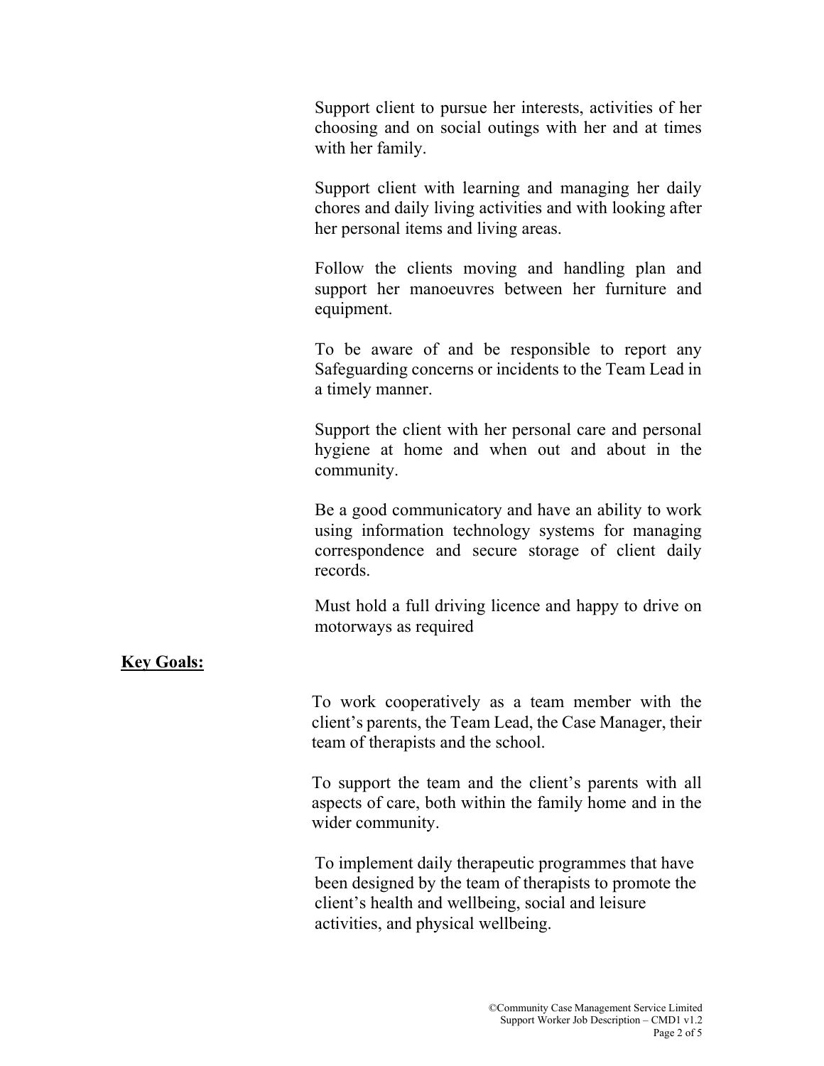Support client to pursue her interests, activities of her choosing and on social outings with her and at times with her family.

Support client with learning and managing her daily chores and daily living activities and with looking after her personal items and living areas.

Follow the clients moving and handling plan and support her manoeuvres between her furniture and equipment.

To be aware of and be responsible to report any Safeguarding concerns or incidents to the Team Lead in a timely manner.

Support the client with her personal care and personal hygiene at home and when out and about in the community.

Be a good communicatory and have an ability to work using information technology systems for managing correspondence and secure storage of client daily records.

Must hold a full driving licence and happy to drive on motorways as required

**Key Goals:**

To work cooperatively as a team member with the client's parents, the Team Lead, the Case Manager, their team of therapists and the school.

To support the team and the client's parents with all aspects of care, both within the family home and in the wider community.

To implement daily therapeutic programmes that have been designed by the team of therapists to promote the client's health and wellbeing, social and leisure activities, and physical wellbeing.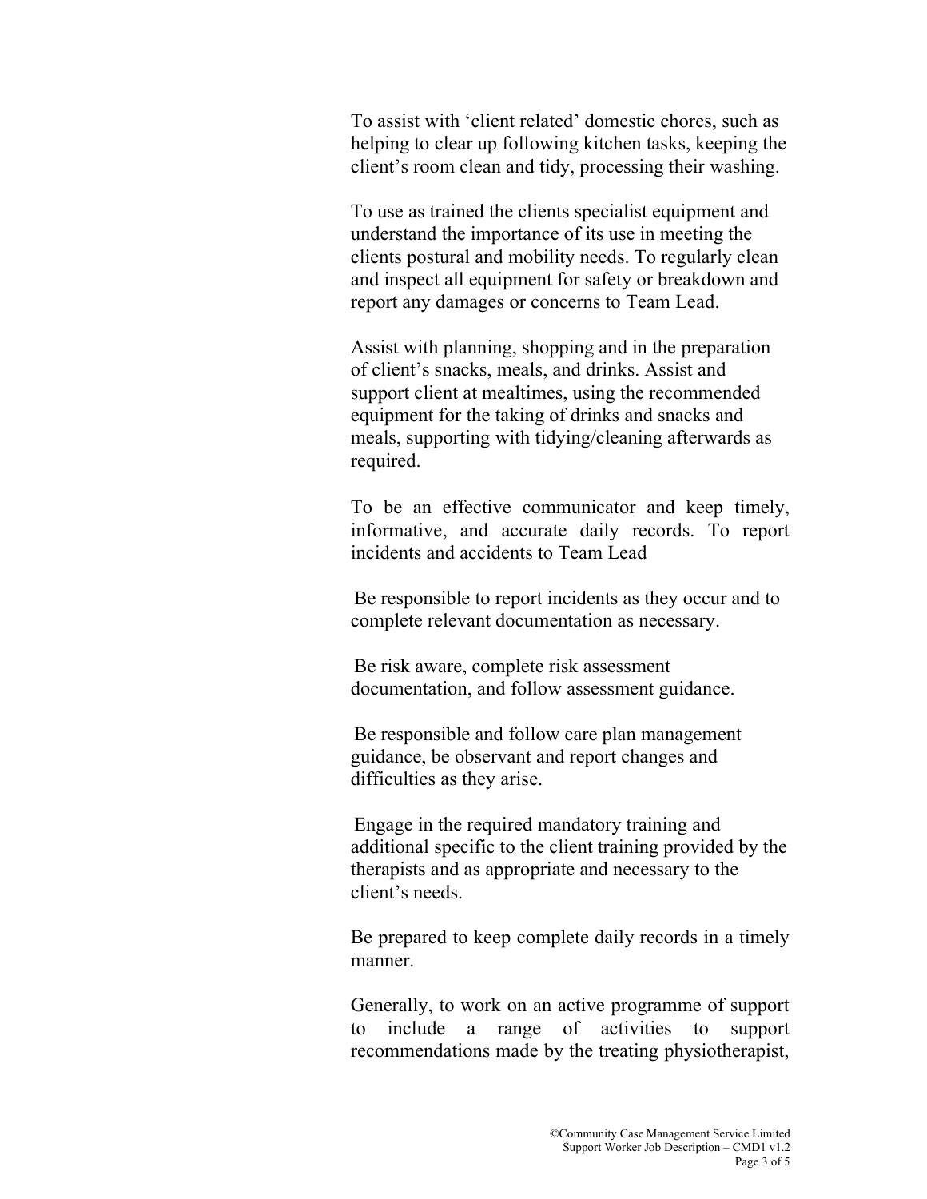To assist with 'client related' domestic chores, such as helping to clear up following kitchen tasks, keeping the client's room clean and tidy, processing their washing.

To use as trained the clients specialist equipment and understand the importance of its use in meeting the clients postural and mobility needs. To regularly clean and inspect all equipment for safety or breakdown and report any damages or concerns to Team Lead.

Assist with planning, shopping and in the preparation of client's snacks, meals, and drinks. Assist and support client at mealtimes, using the recommended equipment for the taking of drinks and snacks and meals, supporting with tidying/cleaning afterwards as required.

To be an effective communicator and keep timely, informative, and accurate daily records. To report incidents and accidents to Team Lead

Be responsible to report incidents as they occur and to complete relevant documentation as necessary.

Be risk aware, complete risk assessment documentation, and follow assessment guidance.

Be responsible and follow care plan management guidance, be observant and report changes and difficulties as they arise.

Engage in the required mandatory training and additional specific to the client training provided by the therapists and as appropriate and necessary to the client's needs.

Be prepared to keep complete daily records in a timely manner.

Generally, to work on an active programme of support to include a range of activities to support recommendations made by the treating physiotherapist,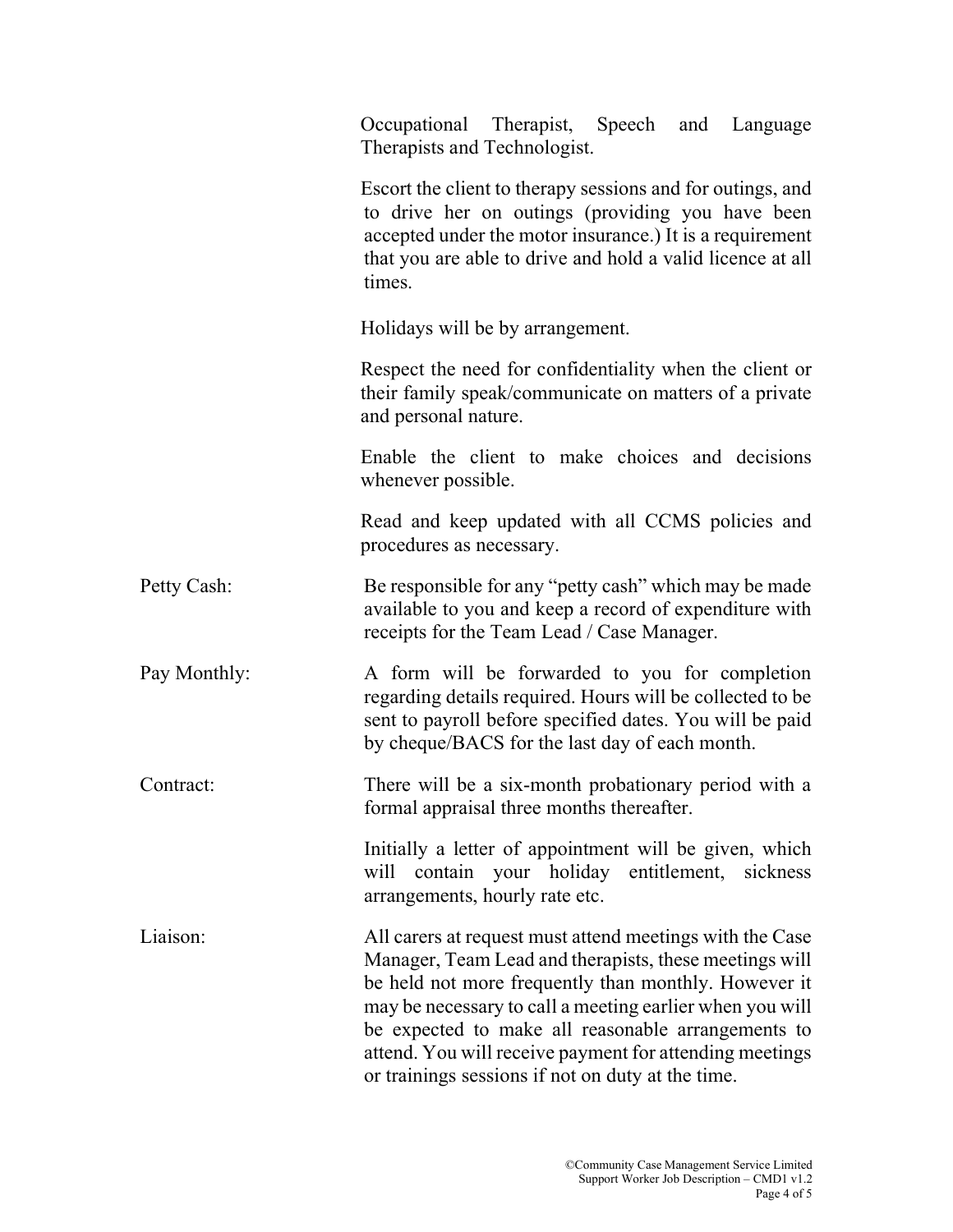Occupational Therapist, Speech and Language Therapists and Technologist.

Escort the client to therapy sessions and for outings, and to drive her on outings (providing you have been accepted under the motor insurance.) It is a requirement that you are able to drive and hold a valid licence at all times.

Holidays will be by arrangement.

Respect the need for confidentiality when the client or their family speak/communicate on matters of a private and personal nature.

Enable the client to make choices and decisions whenever possible.

Read and keep updated with all CCMS policies and procedures as necessary.

**Petty Cash:** Be responsible for any "petty cash" which may be made available to you and keep a record of expenditure with receipts for the Team Lead / Case Manager.

**Pay Monthly:** A form will be forwarded to you for completion regarding details required. Hours will be collected to be sent to payroll before specified dates. You will be paid by cheque/BACS for the last day of each month.

**Contract:** There will be a six-month probationary period with a formal appraisal three months thereafter.

Initially a letter of appointment will be given, which will contain your holiday entitlement, sickness arrangements, hourly rate etc.

**Liaison:** All carers at request must attend meetings with the Case Manager, Team Lead and therapists, these meetings will be held not more frequently than monthly. However it may be necessary to call a meeting earlier when you will be expected to make all reasonable arrangements to attend. You will receive payment for attending meetings or trainings sessions if not on duty at the time.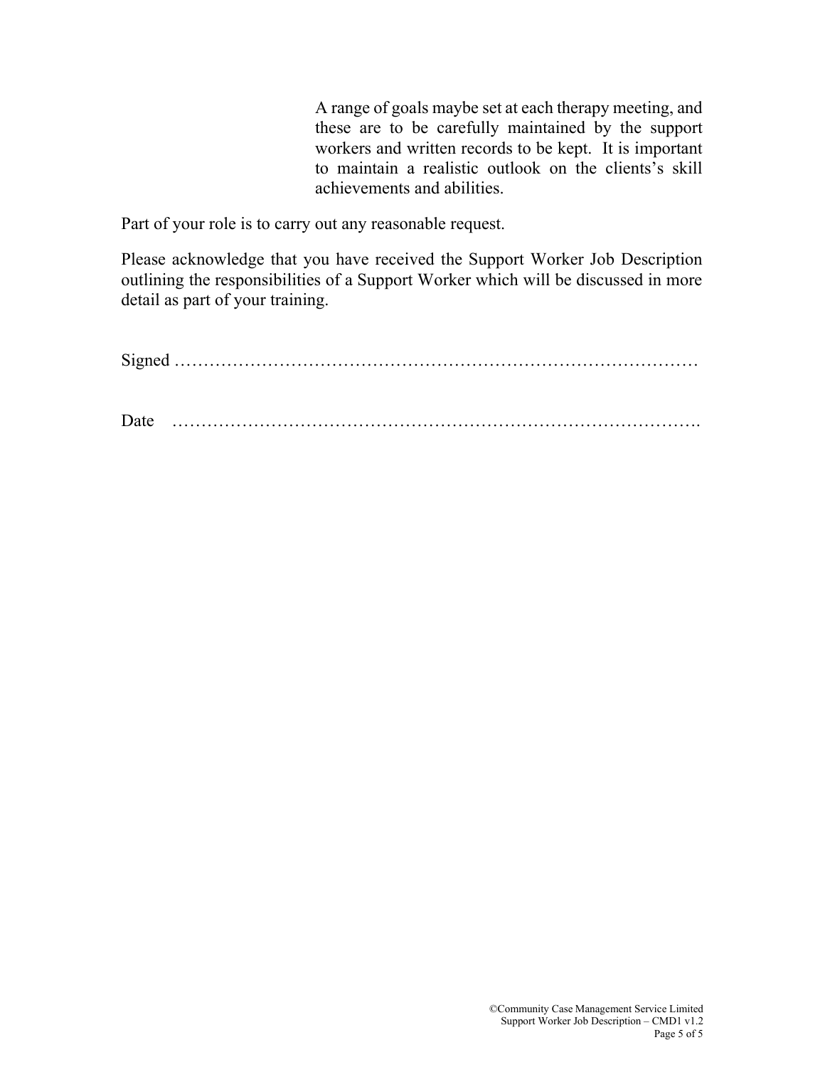A range of goals maybe set at each therapy meeting, and these are to be carefully maintained by the support workers and written records to be kept. It is important to maintain a realistic outlook on the clients's skill achievements and abilities.

Part of your role is to carry out any reasonable request.

Please acknowledge that you have received the Support Worker Job Description outlining the responsibilities of a Support Worker which will be discussed in more detail as part of your training.

Signed ………………………………………………………………………………

Date ……………………………………………………………………………….